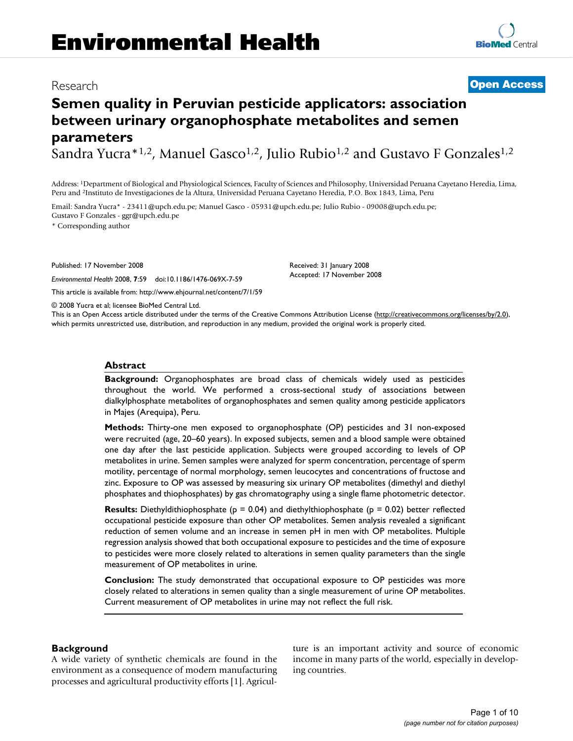Research

**Open Access**

# Semen quality in Peruvian pesticide applicators: association between urinary organophosphate metabolites and semen parameters

Sandra Yucra*[1,2], Manuel Gasco[1,2], Julio Rubio[1,2] and Gustavo F Gonzales[1,2]

Address: [1]Department of Biological and Physiological Sciences, Faculty of Sciences and Philosophy, Universidad Peruana Cayetano Heredia, Lima, Peru and [2]Instituto de Investigaciones de la Altura, Universidad Peruana Cayetano Heredia, P.O. Box 1843, Lima, Peru

Email: Sandra Yucra* - 23411@upch.edu.pe; Manuel Gasco - 05931@upch.edu.pe; Julio Rubio - 09008@upch.edu.pe; Gustavo F Gonzales - ggr@upch.edu.pe

\* Corresponding author

Published: 17 November 2008

*Environmental Health* 2008, **7**:59 doi:10.1186/1476-069X-7-59

Received: 31 January 2008
Accepted: 17 November 2008

This article is available from: http://www.ehjournal.net/content/7/1/59

© 2008 Yucra et al; licensee BioMed Central Ltd.
This is an Open Access article distributed under the terms of the Creative Commons Attribution License (http://creativecommons.org/licenses/by/2.0), which permits unrestricted use, distribution, and reproduction in any medium, provided the original work is properly cited.

## Abstract

**Background:** Organophosphates are broad class of chemicals widely used as pesticides throughout the world. We performed a cross-sectional study of associations between dialkylphosphate metabolites of organophosphates and semen quality among pesticide applicators in Majes (Arequipa), Peru.

**Methods:** Thirty-one men exposed to organophosphate (OP) pesticides and 31 non-exposed were recruited (age, 20–60 years). In exposed subjects, semen and a blood sample were obtained one day after the last pesticide application. Subjects were grouped according to levels of OP metabolites in urine. Semen samples were analyzed for sperm concentration, percentage of sperm motility, percentage of normal morphology, semen leucocytes and concentrations of fructose and zinc. Exposure to OP was assessed by measuring six urinary OP metabolites (dimethyl and diethyl phosphates and thiophosphates) by gas chromatography using a single flame photometric detector.

**Results:** Diethyldithiophosphate ($p = 0.04$) and diethylthiophosphate ($p = 0.02$) better reflected occupational pesticide exposure than other OP metabolites. Semen analysis revealed a significant reduction of semen volume and an increase in semen pH in men with OP metabolites. Multiple regression analysis showed that both occupational exposure to pesticides and the time of exposure to pesticides were more closely related to alterations in semen quality parameters than the single measurement of OP metabolites in urine.

**Conclusion:** The study demonstrated that occupational exposure to OP pesticides was more closely related to alterations in semen quality than a single measurement of urine OP metabolites. Current measurement of OP metabolites in urine may not reflect the full risk.

## Background

A wide variety of synthetic chemicals are found in the environment as a consequence of modern manufacturing processes and agricultural productivity efforts [1]. Agriculture is an important activity and source of economic income in many parts of the world, especially in developing countries.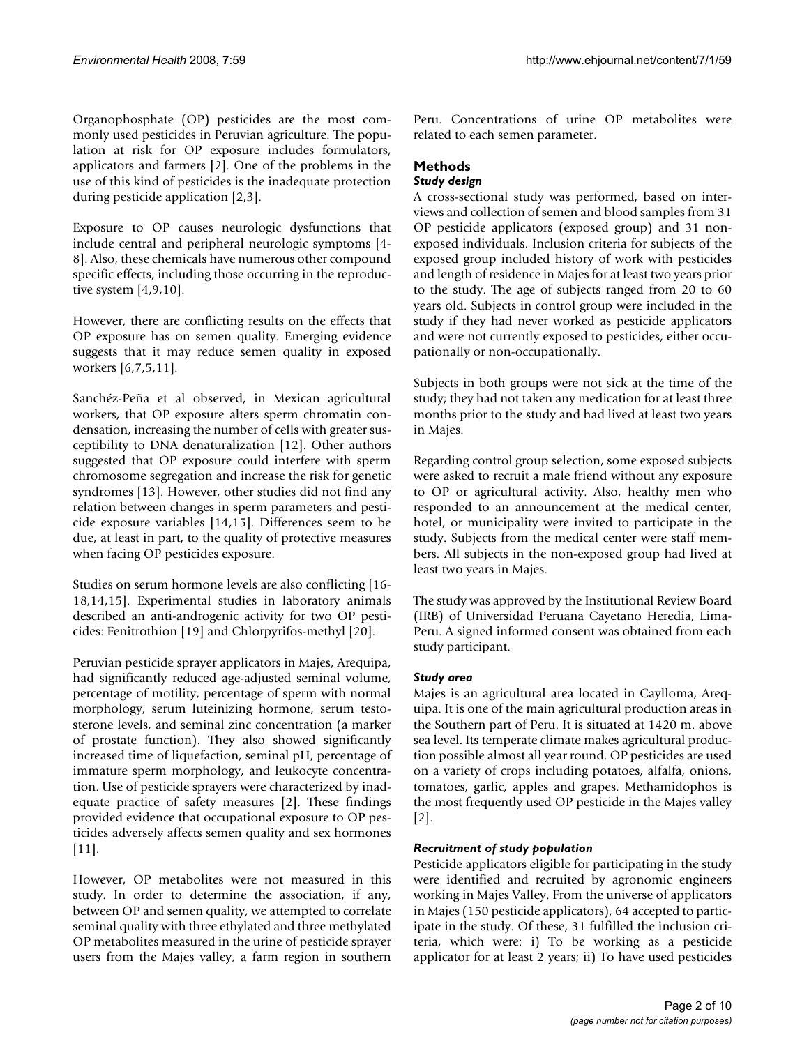Organophosphate (OP) pesticides are the most commonly used pesticides in Peruvian agriculture. The population at risk for OP exposure includes formulators, applicators and farmers [2]. One of the problems in the use of this kind of pesticides is the inadequate protection during pesticide application [2,3].

Exposure to OP causes neurologic dysfunctions that include central and peripheral neurologic symptoms [4-8]. Also, these chemicals have numerous other compound specific effects, including those occurring in the reproductive system [4,9,10].

However, there are conflicting results on the effects that OP exposure has on semen quality. Emerging evidence suggests that it may reduce semen quality in exposed workers [6,7,5,11].

Sanchéz-Peña et al observed, in Mexican agricultural workers, that OP exposure alters sperm chromatin condensation, increasing the number of cells with greater susceptibility to DNA denaturalization [12]. Other authors suggested that OP exposure could interfere with sperm chromosome segregation and increase the risk for genetic syndromes [13]. However, other studies did not find any relation between changes in sperm parameters and pesticide exposure variables [14,15]. Differences seem to be due, at least in part, to the quality of protective measures when facing OP pesticides exposure.

Studies on serum hormone levels are also conflicting [16-18,14,15]. Experimental studies in laboratory animals described an anti-androgenic activity for two OP pesticides: Fenitrothion [19] and Chlorpyrifos-methyl [20].

Peruvian pesticide sprayer applicators in Majes, Arequipa, had significantly reduced age-adjusted seminal volume, percentage of motility, percentage of sperm with normal morphology, serum luteinizing hormone, serum testosterone levels, and seminal zinc concentration (a marker of prostate function). They also showed significantly increased time of liquefaction, seminal pH, percentage of immature sperm morphology, and leukocyte concentration. Use of pesticide sprayers were characterized by inadequate practice of safety measures [2]. These findings provided evidence that occupational exposure to OP pesticides adversely affects semen quality and sex hormones [11].

However, OP metabolites were not measured in this study. In order to determine the association, if any, between OP and semen quality, we attempted to correlate seminal quality with three ethylated and three methylated OP metabolites measured in the urine of pesticide sprayer users from the Majes valley, a farm region in southern Peru. Concentrations of urine OP metabolites were related to each semen parameter.

## Methods

### *Study design*

A cross-sectional study was performed, based on interviews and collection of semen and blood samples from 31 OP pesticide applicators (exposed group) and 31 non-exposed individuals. Inclusion criteria for subjects of the exposed group included history of work with pesticides and length of residence in Majes for at least two years prior to the study. The age of subjects ranged from 20 to 60 years old. Subjects in control group were included in the study if they had never worked as pesticide applicators and were not currently exposed to pesticides, either occupationally or non-occupationally.

Subjects in both groups were not sick at the time of the study; they had not taken any medication for at least three months prior to the study and had lived at least two years in Majes.

Regarding control group selection, some exposed subjects were asked to recruit a male friend without any exposure to OP or agricultural activity. Also, healthy men who responded to an announcement at the medical center, hotel, or municipality were invited to participate in the study. Subjects from the medical center were staff members. All subjects in the non-exposed group had lived at least two years in Majes.

The study was approved by the Institutional Review Board (IRB) of Universidad Peruana Cayetano Heredia, Lima-Peru. A signed informed consent was obtained from each study participant.

### *Study area*

Majes is an agricultural area located in Caylloma, Arequipa. It is one of the main agricultural production areas in the Southern part of Peru. It is situated at 1420 m. above sea level. Its temperate climate makes agricultural production possible almost all year round. OP pesticides are used on a variety of crops including potatoes, alfalfa, onions, tomatoes, garlic, apples and grapes. Methamidophos is the most frequently used OP pesticide in the Majes valley [2].

### *Recruitment of study population*

Pesticide applicators eligible for participating in the study were identified and recruited by agronomic engineers working in Majes Valley. From the universe of applicators in Majes (150 pesticide applicators), 64 accepted to participate in the study. Of these, 31 fulfilled the inclusion criteria, which were: i) To be working as a pesticide applicator for at least 2 years; ii) To have used pesticides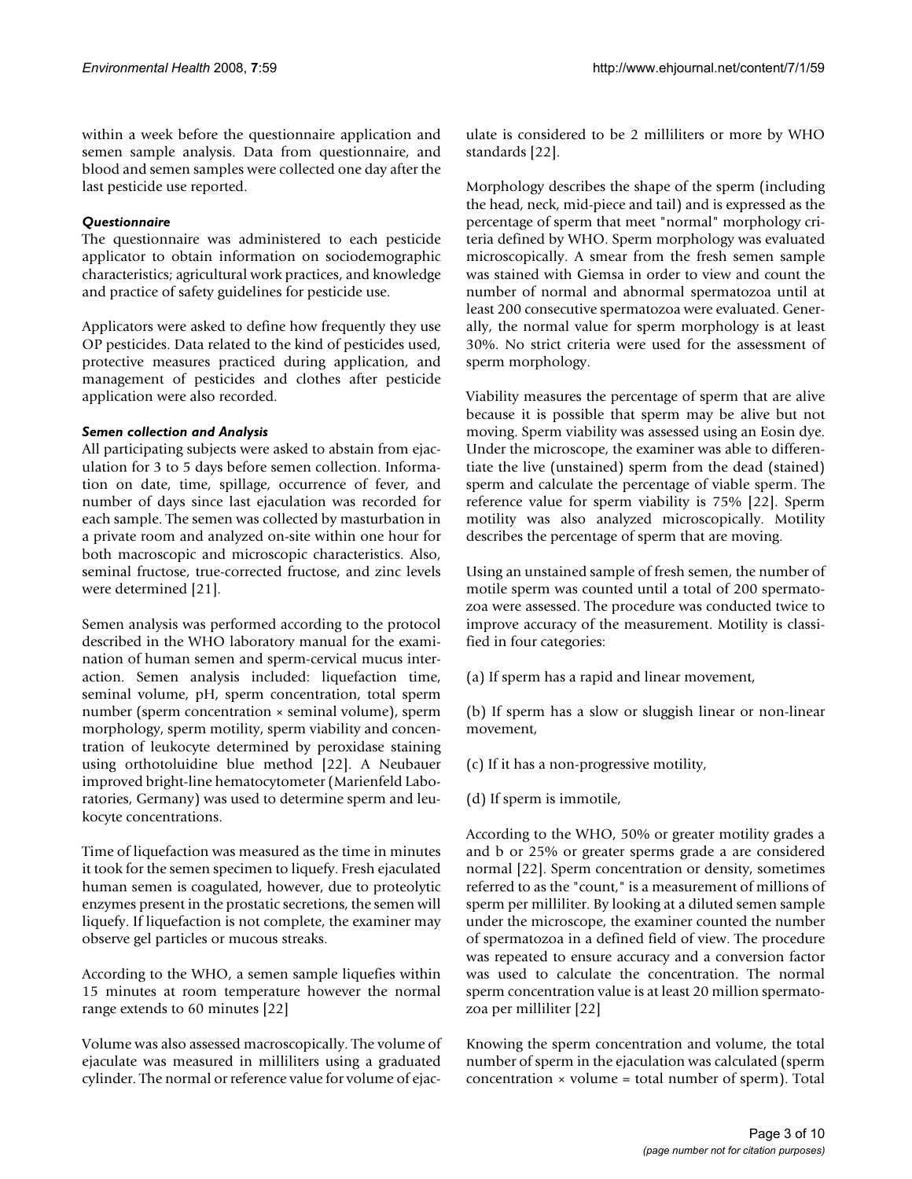within a week before the questionnaire application and semen sample analysis. Data from questionnaire, and blood and semen samples were collected one day after the last pesticide use reported.

#### *Questionnaire*

The questionnaire was administered to each pesticide applicator to obtain information on sociodemographic characteristics; agricultural work practices, and knowledge and practice of safety guidelines for pesticide use.

Applicators were asked to define how frequently they use OP pesticides. Data related to the kind of pesticides used, protective measures practiced during application, and management of pesticides and clothes after pesticide application were also recorded.

#### *Semen collection and Analysis*

All participating subjects were asked to abstain from ejaculation for 3 to 5 days before semen collection. Information on date, time, spillage, occurrence of fever, and number of days since last ejaculation was recorded for each sample. The semen was collected by masturbation in a private room and analyzed on-site within one hour for both macroscopic and microscopic characteristics. Also, seminal fructose, true-corrected fructose, and zinc levels were determined [21].

Semen analysis was performed according to the protocol described in the WHO laboratory manual for the examination of human semen and sperm-cervical mucus interaction. Semen analysis included: liquefaction time, seminal volume, pH, sperm concentration, total sperm number (sperm concentration × seminal volume), sperm morphology, sperm motility, sperm viability and concentration of leukocyte determined by peroxidase staining using orthotoluidine blue method [22]. A Neubauer improved bright-line hematocytometer (Marienfeld Laboratories, Germany) was used to determine sperm and leukocyte concentrations.

Time of liquefaction was measured as the time in minutes it took for the semen specimen to liquefy. Fresh ejaculated human semen is coagulated, however, due to proteolytic enzymes present in the prostatic secretions, the semen will liquefy. If liquefaction is not complete, the examiner may observe gel particles or mucous streaks.

According to the WHO, a semen sample liquefies within 15 minutes at room temperature however the normal range extends to 60 minutes [22]

Volume was also assessed macroscopically. The volume of ejaculate was measured in milliliters using a graduated cylinder. The normal or reference value for volume of ejaculate is considered to be 2 milliliters or more by WHO standards [22].

Morphology describes the shape of the sperm (including the head, neck, mid-piece and tail) and is expressed as the percentage of sperm that meet "normal" morphology criteria defined by WHO. Sperm morphology was evaluated microscopically. A smear from the fresh semen sample was stained with Giemsa in order to view and count the number of normal and abnormal spermatozoa until at least 200 consecutive spermatozoa were evaluated. Generally, the normal value for sperm morphology is at least 30%. No strict criteria were used for the assessment of sperm morphology.

Viability measures the percentage of sperm that are alive because it is possible that sperm may be alive but not moving. Sperm viability was assessed using an Eosin dye. Under the microscope, the examiner was able to differentiate the live (unstained) sperm from the dead (stained) sperm and calculate the percentage of viable sperm. The reference value for sperm viability is 75% [22]. Sperm motility was also analyzed microscopically. Motility describes the percentage of sperm that are moving.

Using an unstained sample of fresh semen, the number of motile sperm was counted until a total of 200 spermatozoa were assessed. The procedure was conducted twice to improve accuracy of the measurement. Motility is classified in four categories:

(a) If sperm has a rapid and linear movement,

(b) If sperm has a slow or sluggish linear or non-linear movement,

(c) If it has a non-progressive motility,

(d) If sperm is immotile,

According to the WHO, 50% or greater motility grades a and b or 25% or greater sperms grade a are considered normal [22]. Sperm concentration or density, sometimes referred to as the "count," is a measurement of millions of sperm per milliliter. By looking at a diluted semen sample under the microscope, the examiner counted the number of spermatozoa in a defined field of view. The procedure was repeated to ensure accuracy and a conversion factor was used to calculate the concentration. The normal sperm concentration value is at least 20 million spermatozoa per milliliter [22]

Knowing the sperm concentration and volume, the total number of sperm in the ejaculation was calculated (sperm concentration × volume = total number of sperm). Total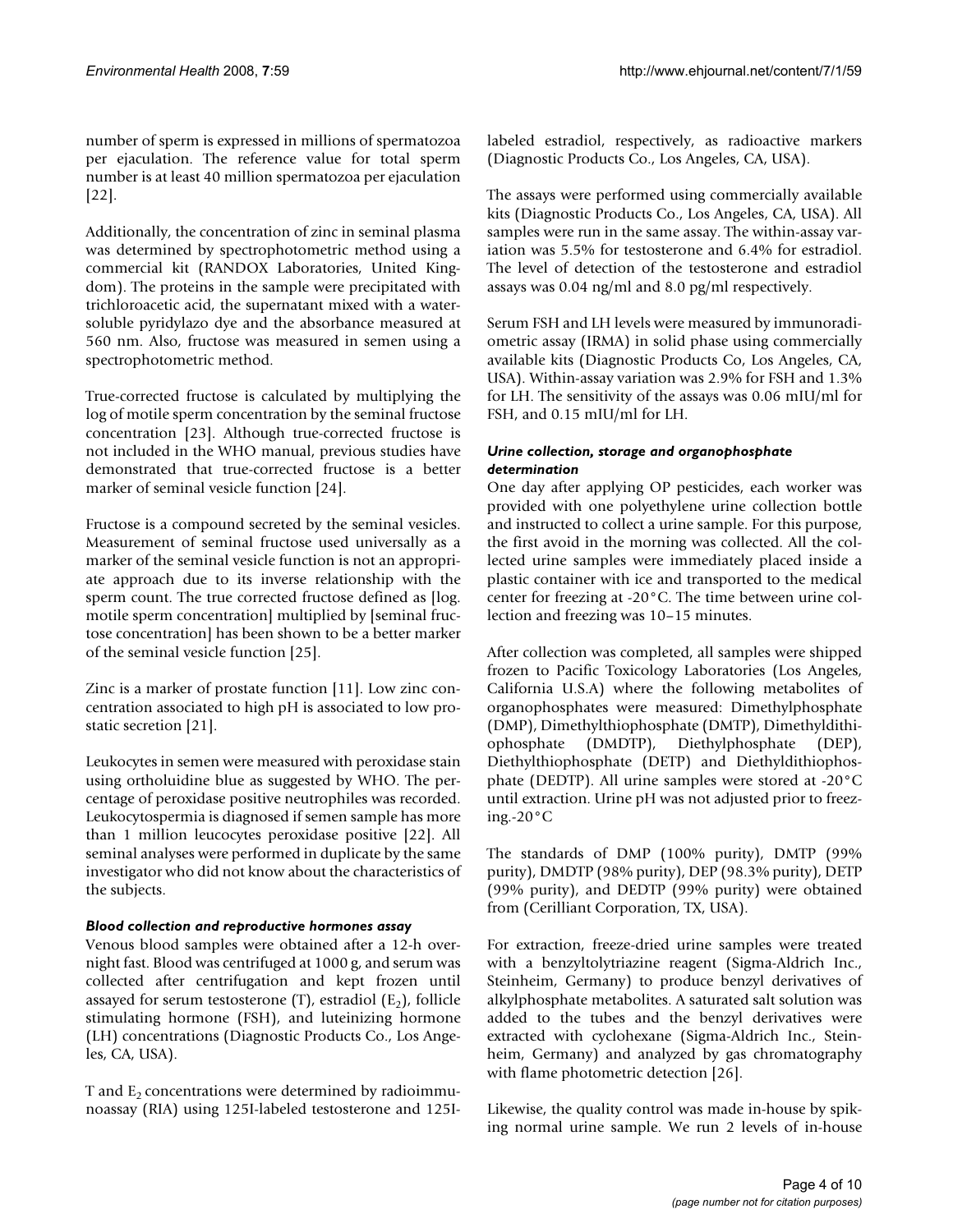number of sperm is expressed in millions of spermatozoa per ejaculation. The reference value for total sperm number is at least 40 million spermatozoa per ejaculation [22].

Additionally, the concentration of zinc in seminal plasma was determined by spectrophotometric method using a commercial kit (RANDOX Laboratories, United Kingdom). The proteins in the sample were precipitated with trichloroacetic acid, the supernatant mixed with a water-soluble pyridylazo dye and the absorbance measured at 560 nm. Also, fructose was measured in semen using a spectrophotometric method.

True-corrected fructose is calculated by multiplying the log of motile sperm concentration by the seminal fructose concentration [23]. Although true-corrected fructose is not included in the WHO manual, previous studies have demonstrated that true-corrected fructose is a better marker of seminal vesicle function [24].

Fructose is a compound secreted by the seminal vesicles. Measurement of seminal fructose used universally as a marker of the seminal vesicle function is not an appropriate approach due to its inverse relationship with the sperm count. The true corrected fructose defined as [log. motile sperm concentration] multiplied by [seminal fructose concentration] has been shown to be a better marker of the seminal vesicle function [25].

Zinc is a marker of prostate function [11]. Low zinc concentration associated to high pH is associated to low prostatic secretion [21].

Leukocytes in semen were measured with peroxidase stain using ortholuidine blue as suggested by WHO. The percentage of peroxidase positive neutrophiles was recorded. Leukocytospermia is diagnosed if semen sample has more than 1 million leucocytes peroxidase positive [22]. All seminal analyses were performed in duplicate by the same investigator who did not know about the characteristics of the subjects.

### *Blood collection and reproductive hormones assay*

Venous blood samples were obtained after a 12-h overnight fast. Blood was centrifuged at 1000 g, and serum was collected after centrifugation and kept frozen until assayed for serum testosterone (T), estradiol ($E_2$), follicle stimulating hormone (FSH), and luteinizing hormone (LH) concentrations (Diagnostic Products Co., Los Angeles, CA, USA).

T and $E_2$ concentrations were determined by radioimmunoassay (RIA) using 125I-labeled testosterone and 125I-labeled estradiol, respectively, as radioactive markers (Diagnostic Products Co., Los Angeles, CA, USA).

The assays were performed using commercially available kits (Diagnostic Products Co., Los Angeles, CA, USA). All samples were run in the same assay. The within-assay variation was 5.5% for testosterone and 6.4% for estradiol. The level of detection of the testosterone and estradiol assays was 0.04 ng/ml and 8.0 pg/ml respectively.

Serum FSH and LH levels were measured by immunoradiometric assay (IRMA) in solid phase using commercially available kits (Diagnostic Products Co, Los Angeles, CA, USA). Within-assay variation was 2.9% for FSH and 1.3% for LH. The sensitivity of the assays was 0.06 mIU/ml for FSH, and 0.15 mIU/ml for LH.

### *Urine collection, storage and organophosphate determination*

One day after applying OP pesticides, each worker was provided with one polyethylene urine collection bottle and instructed to collect a urine sample. For this purpose, the first avoid in the morning was collected. All the collected urine samples were immediately placed inside a plastic container with ice and transported to the medical center for freezing at -20°C. The time between urine collection and freezing was 10–15 minutes.

After collection was completed, all samples were shipped frozen to Pacific Toxicology Laboratories (Los Angeles, California U.S.A) where the following metabolites of organophosphates were measured: Dimethylphosphate (DMP), Dimethylthiophosphate (DMTP), Dimethyldithiophosphate (DMDTP), Diethylphosphate (DEP), Diethylthiophosphate (DETP) and Diethyldithiophosphate (DEDTP). All urine samples were stored at -20°C until extraction. Urine pH was not adjusted prior to freezing.-20°C

The standards of DMP (100% purity), DMTP (99% purity), DMDTP (98% purity), DEP (98.3% purity), DETP (99% purity), and DEDTP (99% purity) were obtained from (Cerilliant Corporation, TX, USA).

For extraction, freeze-dried urine samples were treated with a benzyltolytriazine reagent (Sigma-Aldrich Inc., Steinheim, Germany) to produce benzyl derivatives of alkylphosphate metabolites. A saturated salt solution was added to the tubes and the benzyl derivatives were extracted with cyclohexane (Sigma-Aldrich Inc., Steinheim, Germany) and analyzed by gas chromatography with flame photometric detection [26].

Likewise, the quality control was made in-house by spiking normal urine sample. We run 2 levels of in-house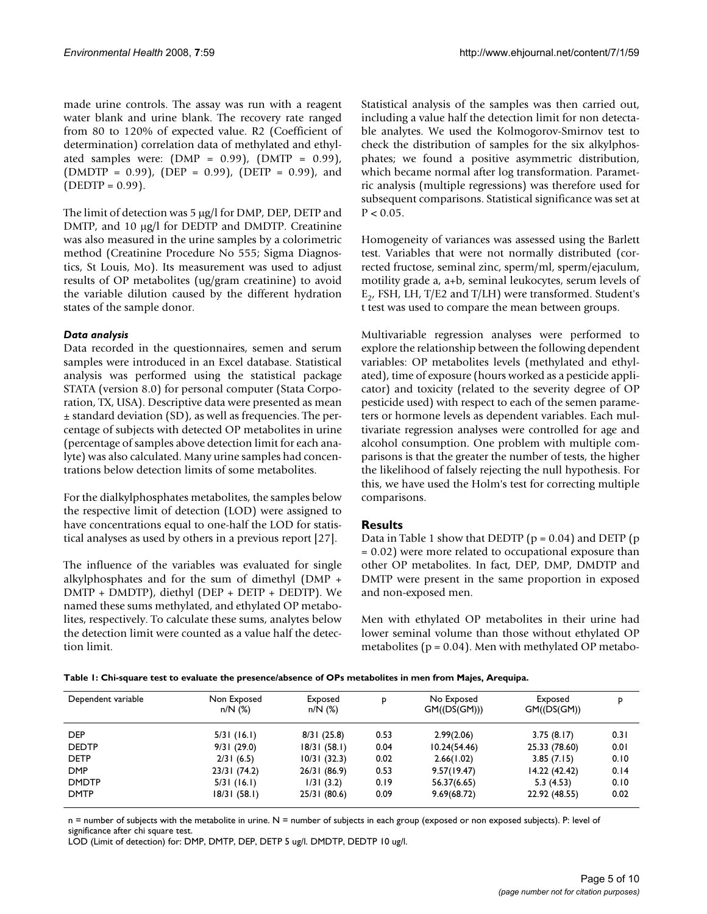made urine controls. The assay was run with a reagent water blank and urine blank. The recovery rate ranged from 80 to 120% of expected value. R2 (Coefficient of determination) correlation data of methylated and ethylated samples were: (DMP = 0.99), (DMTP = 0.99), (DMDTP = 0.99), (DEP = 0.99), (DETP = 0.99), and (DEDTP = 0.99).

The limit of detection was 5 μg/l for DMP, DEP, DETP and DMTP, and 10 μg/l for DEDTP and DMDTP. Creatinine was also measured in the urine samples by a colorimetric method (Creatinine Procedure No 555; Sigma Diagnostics, St Louis, Mo). Its measurement was used to adjust results of OP metabolites (ug/gram creatinine) to avoid the variable dilution caused by the different hydration states of the sample donor.

### *Data analysis*

Data recorded in the questionnaires, semen and serum samples were introduced in an Excel database. Statistical analysis was performed using the statistical package STATA (version 8.0) for personal computer (Stata Corporation, TX, USA). Descriptive data were presented as mean ± standard deviation (SD), as well as frequencies. The percentage of subjects with detected OP metabolites in urine (percentage of samples above detection limit for each analyte) was also calculated. Many urine samples had concentrations below detection limits of some metabolites.

For the dialkylphosphates metabolites, the samples below the respective limit of detection (LOD) were assigned to have concentrations equal to one-half the LOD for statistical analyses as used by others in a previous report [27].

The influence of the variables was evaluated for single alkylphosphates and for the sum of dimethyl (DMP + DMTP + DMDTP), diethyl (DEP + DETP + DEDTP). We named these sums methylated, and ethylated OP metabolites, respectively. To calculate these sums, analytes below the detection limit were counted as a value half the detection limit.

Statistical analysis of the samples was then carried out, including a value half the detection limit for non detectable analytes. We used the Kolmogorov-Smirnov test to check the distribution of samples for the six alkylphosphates; we found a positive asymmetric distribution, which became normal after log transformation. Parametric analysis (multiple regressions) was therefore used for subsequent comparisons. Statistical significance was set at $P < 0.05$.

Homogeneity of variances was assessed using the Barlett test. Variables that were not normally distributed (corrected fructose, seminal zinc, sperm/ml, sperm/ejaculum, motility grade a, a+b, seminal leukocytes, serum levels of $E_2$, FSH, LH, T/E2 and T/LH) were transformed. Student's t test was used to compare the mean between groups.

Multivariable regression analyses were performed to explore the relationship between the following dependent variables: OP metabolites levels (methylated and ethylated), time of exposure (hours worked as a pesticide applicator) and toxicity (related to the severity degree of OP pesticide used) with respect to each of the semen parameters or hormone levels as dependent variables. Each multivariate regression analyses were controlled for age and alcohol consumption. One problem with multiple comparisons is that the greater the number of tests, the higher the likelihood of falsely rejecting the null hypothesis. For this, we have used the Holm's test for correcting multiple comparisons.

## Results

Data in Table 1 show that DEDTP ($p = 0.04$) and DETP ($p = 0.02$) were more related to occupational exposure than other OP metabolites. In fact, DEP, DMP, DMDTP and DMTP were present in the same proportion in exposed and non-exposed men.

Men with ethylated OP metabolites in their urine had lower seminal volume than those without ethylated OP metabolites ($p = 0.04$). Men with methylated OP metabo-

**Table 1: Chi-square test to evaluate the presence/absence of OPs metabolites in men from Majes, Arequipa.**

| Dependent variable | Non Exposed n/N (%) | Exposed n/N (%) | p | No Exposed GM((DS(GM))) | Exposed GM((DS(GM)) | p |
|---|---|---|---|---|---|---|
| DEP | 5/31 (16.1) | 8/31 (25.8) | 0.53 | 2.99(2.06) | 3.75 (8.17) | 0.31 |
| DEDTP | 9/31 (29.0) | 18/31 (58.1) | 0.04 | 10.24(54.46) | 25.33 (78.60) | 0.01 |
| DETP | 2/31 (6.5) | 10/31 (32.3) | 0.02 | 2.66(1.02) | 3.85 (7.15) | 0.10 |
| DMP | 23/31 (74.2) | 26/31 (86.9) | 0.53 | 9.57(19.47) | 14.22 (42.42) | 0.14 |
| DMDTP | 5/31 (16.1) | 1/31 (3.2) | 0.19 | 56.37(6.65) | 5.3 (4.53) | 0.10 |
| DMTP | 18/31 (58.1) | 25/31 (80.6) | 0.09 | 9.69(68.72) | 22.92 (48.55) | 0.02 |

n = number of subjects with the metabolite in urine. N = number of subjects in each group (exposed or non exposed subjects). P: level of significance after chi square test.
LOD (Limit of detection) for: DMP, DMTP, DEP, DETP 5 ug/l. DMDTP, DEDTP 10 ug/l.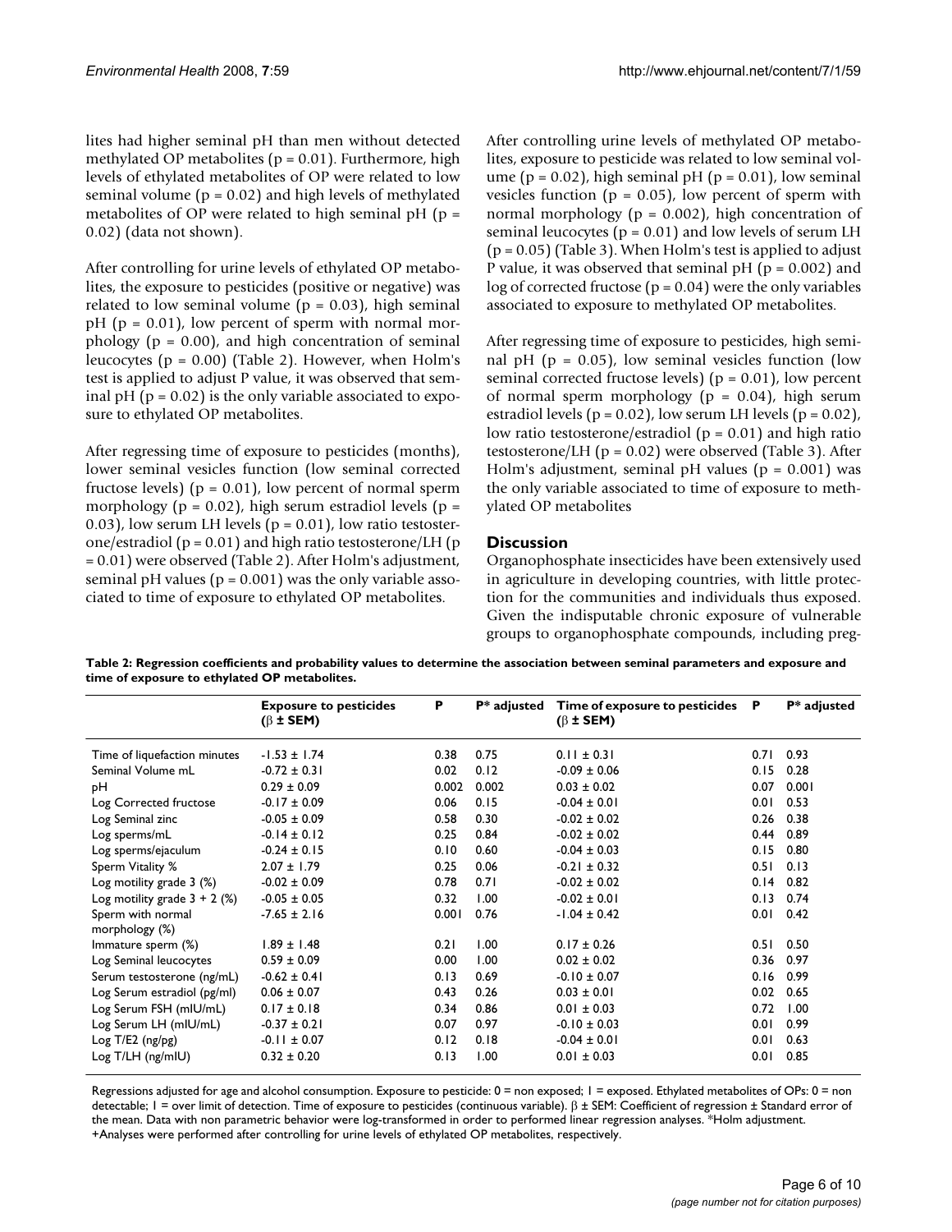lites had higher seminal pH than men without detected methylated OP metabolites (p = 0.01). Furthermore, high levels of ethylated metabolites of OP were related to low seminal volume (p = 0.02) and high levels of methylated metabolites of OP were related to high seminal pH (p = 0.02) (data not shown).

After controlling for urine levels of ethylated OP metabolites, the exposure to pesticides (positive or negative) was related to low seminal volume (p = 0.03), high seminal pH (p = 0.01), low percent of sperm with normal morphology (p = 0.00), and high concentration of seminal leucocytes (p = 0.00) (Table 2). However, when Holm's test is applied to adjust P value, it was observed that seminal pH (p = 0.02) is the only variable associated to exposure to ethylated OP metabolites.

After regressing time of exposure to pesticides (months), lower seminal vesicles function (low seminal corrected fructose levels) (p = 0.01), low percent of normal sperm morphology (p = 0.02), high serum estradiol levels (p = 0.03), low serum LH levels (p = 0.01), low ratio testosterone/estradiol (p = 0.01) and high ratio testosterone/LH (p = 0.01) were observed (Table 2). After Holm's adjustment, seminal pH values (p = 0.001) was the only variable associated to time of exposure to ethylated OP metabolites.

After controlling urine levels of methylated OP metabolites, exposure to pesticide was related to low seminal volume (p = 0.02), high seminal pH (p = 0.01), low seminal vesicles function (p = 0.05), low percent of sperm with normal morphology (p = 0.002), high concentration of seminal leucocytes (p = 0.01) and low levels of serum LH (p = 0.05) (Table 3). When Holm's test is applied to adjust P value, it was observed that seminal pH (p = 0.002) and log of corrected fructose (p = 0.04) were the only variables associated to exposure to methylated OP metabolites.

After regressing time of exposure to pesticides, high seminal pH (p = 0.05), low seminal vesicles function (low seminal corrected fructose levels) (p = 0.01), low percent of normal sperm morphology (p = 0.04), high serum estradiol levels (p = 0.02), low serum LH levels (p = 0.02), low ratio testosterone/estradiol (p = 0.01) and high ratio testosterone/LH (p = 0.02) were observed (Table 3). After Holm's adjustment, seminal pH values (p = 0.001) was the only variable associated to time of exposure to methylated OP metabolites

## Discussion

Organophosphate insecticides have been extensively used in agriculture in developing countries, with little protection for the communities and individuals thus exposed. Given the indisputable chronic exposure of vulnerable groups to organophosphate compounds, including preg-

**Table 2: Regression coefficients and probability values to determine the association between seminal parameters and exposure and time of exposure to ethylated OP metabolites.**

| | Exposure to pesticides ($\beta \pm$ SEM) | P | P* adjusted | Time of exposure to pesticides ($\beta \pm$ SEM) | P | P* adjusted |
|---|---|---|---|---|---|---|
| Time of liquefaction minutes | -1.53 ± 1.74 | 0.38 | 0.75 | 0.11 ± 0.31 | 0.71 | 0.93 |
| Seminal Volume mL | -0.72 ± 0.31 | 0.02 | 0.12 | -0.09 ± 0.06 | 0.15 | 0.28 |
| pH | 0.29 ± 0.09 | 0.002 | 0.002 | 0.03 ± 0.02 | 0.07 | 0.001 |
| Log Corrected fructose | -0.17 ± 0.09 | 0.06 | 0.15 | -0.04 ± 0.01 | 0.01 | 0.53 |
| Log Seminal zinc | -0.05 ± 0.09 | 0.58 | 0.30 | -0.02 ± 0.02 | 0.26 | 0.38 |
| Log sperms/mL | -0.14 ± 0.12 | 0.25 | 0.84 | -0.02 ± 0.02 | 0.44 | 0.89 |
| Log sperms/ejaculum | -0.24 ± 0.15 | 0.10 | 0.60 | -0.04 ± 0.03 | 0.15 | 0.80 |
| Sperm Vitality % | 2.07 ± 1.79 | 0.25 | 0.06 | -0.21 ± 0.32 | 0.51 | 0.13 |
| Log motility grade 3 (%) | -0.02 ± 0.09 | 0.78 | 0.71 | -0.02 ± 0.02 | 0.14 | 0.82 |
| Log motility grade 3 + 2 (%) | -0.05 ± 0.05 | 0.32 | 1.00 | -0.02 ± 0.01 | 0.13 | 0.74 |
| Sperm with normal morphology (%) | -7.65 ± 2.16 | 0.001 | 0.76 | -1.04 ± 0.42 | 0.01 | 0.42 |
| Immature sperm (%) | 1.89 ± 1.48 | 0.21 | 1.00 | 0.17 ± 0.26 | 0.51 | 0.50 |
| Log Seminal leucocytes | 0.59 ± 0.09 | 0.00 | 1.00 | 0.02 ± 0.02 | 0.36 | 0.97 |
| Serum testosterone (ng/mL) | -0.62 ± 0.41 | 0.13 | 0.69 | -0.10 ± 0.07 | 0.16 | 0.99 |
| Log Serum estradiol (pg/ml) | 0.06 ± 0.07 | 0.43 | 0.26 | 0.03 ± 0.01 | 0.02 | 0.65 |
| Log Serum FSH (mIU/mL) | 0.17 ± 0.18 | 0.34 | 0.86 | 0.01 ± 0.03 | 0.72 | 1.00 |
| Log Serum LH (mIU/mL) | -0.37 ± 0.21 | 0.07 | 0.97 | -0.10 ± 0.03 | 0.01 | 0.99 |
| Log T/E2 (ng/pg) | -0.11 ± 0.07 | 0.12 | 0.18 | -0.04 ± 0.01 | 0.01 | 0.63 |
| Log T/LH (ng/mIU) | 0.32 ± 0.20 | 0.13 | 1.00 | 0.01 ± 0.03 | 0.01 | 0.85 |

Regressions adjusted for age and alcohol consumption. Exposure to pesticide: 0 = non exposed; 1 = exposed. Ethylated metabolites of OPs: 0 = non detectable; 1 = over limit of detection. Time of exposure to pesticides (continuous variable). $\beta \pm$ SEM: Coefficient of regression ± Standard error of the mean. Data with non parametric behavior were log-transformed in order to performed linear regression analyses. *Holm adjustment. +Analyses were performed after controlling for urine levels of ethylated OP metabolites, respectively.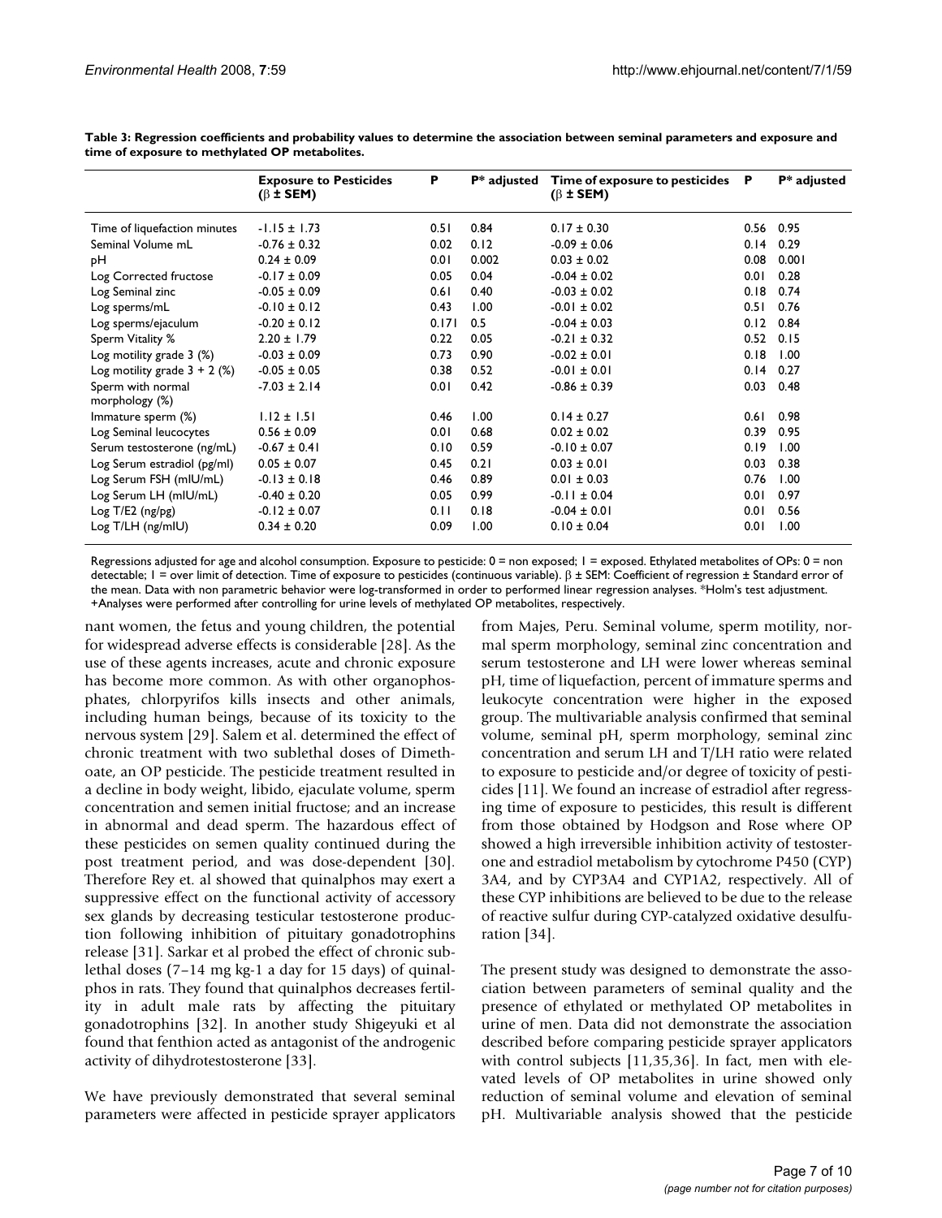**Table 3: Regression coefficients and probability values to determine the association between seminal parameters and exposure and time of exposure to methylated OP metabolites.**

| | Exposure to Pesticides ($\beta$ ± SEM) | P | P* adjusted | Time of exposure to pesticides ($\beta$ ± SEM) | P | P* adjusted |
|---|---|---|---|---|---|---|
| Time of liquefaction minutes | -1.15 ± 1.73 | 0.51 | 0.84 | 0.17 ± 0.30 | 0.56 | 0.95 |
| Seminal Volume mL | -0.76 ± 0.32 | 0.02 | 0.12 | -0.09 ± 0.06 | 0.14 | 0.29 |
| pH | 0.24 ± 0.09 | 0.01 | 0.002 | 0.03 ± 0.02 | 0.08 | 0.001 |
| Log Corrected fructose | -0.17 ± 0.09 | 0.05 | 0.04 | -0.04 ± 0.02 | 0.01 | 0.28 |
| Log Seminal zinc | -0.05 ± 0.09 | 0.61 | 0.40 | -0.03 ± 0.02 | 0.18 | 0.74 |
| Log sperms/mL | -0.10 ± 0.12 | 0.43 | 1.00 | -0.01 ± 0.02 | 0.51 | 0.76 |
| Log sperms/ejaculum | -0.20 ± 0.12 | 0.171 | 0.5 | -0.04 ± 0.03 | 0.12 | 0.84 |
| Sperm Vitality % | 2.20 ± 1.79 | 0.22 | 0.05 | -0.21 ± 0.32 | 0.52 | 0.15 |
| Log motility grade 3 (%) | -0.03 ± 0.09 | 0.73 | 0.90 | -0.02 ± 0.01 | 0.18 | 1.00 |
| Log motility grade 3 + 2 (%) | -0.05 ± 0.05 | 0.38 | 0.52 | -0.01 ± 0.01 | 0.14 | 0.27 |
| Sperm with normal morphology (%) | -7.03 ± 2.14 | 0.01 | 0.42 | -0.86 ± 0.39 | 0.03 | 0.48 |
| Immature sperm (%) | 1.12 ± 1.51 | 0.46 | 1.00 | 0.14 ± 0.27 | 0.61 | 0.98 |
| Log Seminal leucocytes | 0.56 ± 0.09 | 0.01 | 0.68 | 0.02 ± 0.02 | 0.39 | 0.95 |
| Serum testosterone (ng/mL) | -0.67 ± 0.41 | 0.10 | 0.59 | -0.10 ± 0.07 | 0.19 | 1.00 |
| Log Serum estradiol (pg/ml) | 0.05 ± 0.07 | 0.45 | 0.21 | 0.03 ± 0.01 | 0.03 | 0.38 |
| Log Serum FSH (mIU/mL) | -0.13 ± 0.18 | 0.46 | 0.89 | 0.01 ± 0.03 | 0.76 | 1.00 |
| Log Serum LH (mIU/mL) | -0.40 ± 0.20 | 0.05 | 0.99 | -0.11 ± 0.04 | 0.01 | 0.97 |
| Log T/E2 (ng/pg) | -0.12 ± 0.07 | 0.11 | 0.18 | -0.04 ± 0.01 | 0.01 | 0.56 |
| Log T/LH (ng/mIU) | 0.34 ± 0.20 | 0.09 | 1.00 | 0.10 ± 0.04 | 0.01 | 1.00 |

Regressions adjusted for age and alcohol consumption. Exposure to pesticide: 0 = non exposed; 1 = exposed. Ethylated metabolites of OPs: 0 = non detectable; 1 = over limit of detection. Time of exposure to pesticides (continuous variable). $\beta$ ± SEM: Coefficient of regression ± Standard error of the mean. Data with non parametric behavior were log-transformed in order to performed linear regression analyses. *Holm's test adjustment. +Analyses were performed after controlling for urine levels of methylated OP metabolites, respectively.

nant women, the fetus and young children, the potential for widespread adverse effects is considerable [28]. As the use of these agents increases, acute and chronic exposure has become more common. As with other organophosphates, chlorpyrifos kills insects and other animals, including human beings, because of its toxicity to the nervous system [29]. Salem et al. determined the effect of chronic treatment with two sublethal doses of Dimethoate, an OP pesticide. The pesticide treatment resulted in a decline in body weight, libido, ejaculate volume, sperm concentration and semen initial fructose; and an increase in abnormal and dead sperm. The hazardous effect of these pesticides on semen quality continued during the post treatment period, and was dose-dependent [30]. Therefore Rey et. al showed that quinalphos may exert a suppressive effect on the functional activity of accessory sex glands by decreasing testicular testosterone production following inhibition of pituitary gonadotrophins release [31]. Sarkar et al probed the effect of chronic sublethal doses (7–14 mg kg-1 a day for 15 days) of quinalphos in rats. They found that quinalphos decreases fertility in adult male rats by affecting the pituitary gonadotrophins [32]. In another study Shigeyuki et al found that fenthion acted as antagonist of the androgenic activity of dihydrotestosterone [33].

We have previously demonstrated that several seminal parameters were affected in pesticide sprayer applicators from Majes, Peru. Seminal volume, sperm motility, normal sperm morphology, seminal zinc concentration and serum testosterone and LH were lower whereas seminal pH, time of liquefaction, percent of immature sperms and leukocyte concentration were higher in the exposed group. The multivariable analysis confirmed that seminal volume, seminal pH, sperm morphology, seminal zinc concentration and serum LH and T/LH ratio were related to exposure to pesticide and/or degree of toxicity of pesticides [11]. We found an increase of estradiol after regressing time of exposure to pesticides, this result is different from those obtained by Hodgson and Rose where OP showed a high irreversible inhibition activity of testosterone and estradiol metabolism by cytochrome P450 (CYP) 3A4, and by CYP3A4 and CYP1A2, respectively. All of these CYP inhibitions are believed to be due to the release of reactive sulfur during CYP-catalyzed oxidative desulfuration [34].

The present study was designed to demonstrate the association between parameters of seminal quality and the presence of ethylated or methylated OP metabolites in urine of men. Data did not demonstrate the association described before comparing pesticide sprayer applicators with control subjects [11,35,36]. In fact, men with elevated levels of OP metabolites in urine showed only reduction of seminal volume and elevation of seminal pH. Multivariable analysis showed that the pesticide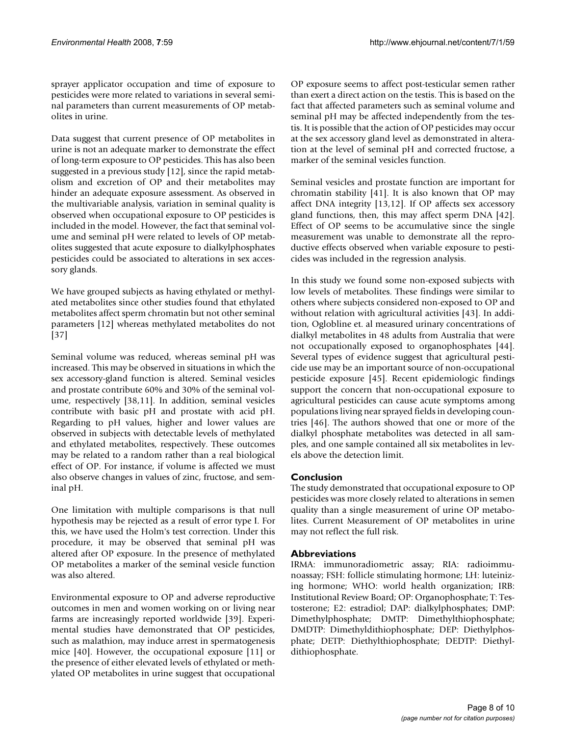sprayer applicator occupation and time of exposure to pesticides were more related to variations in several seminal parameters than current measurements of OP metabolites in urine.

Data suggest that current presence of OP metabolites in urine is not an adequate marker to demonstrate the effect of long-term exposure to OP pesticides. This has also been suggested in a previous study [12], since the rapid metabolism and excretion of OP and their metabolites may hinder an adequate exposure assessment. As observed in the multivariable analysis, variation in seminal quality is observed when occupational exposure to OP pesticides is included in the model. However, the fact that seminal volume and seminal pH were related to levels of OP metabolites suggested that acute exposure to dialkylphosphates pesticides could be associated to alterations in sex accessory glands.

We have grouped subjects as having ethylated or methylated metabolites since other studies found that ethylated metabolites affect sperm chromatin but not other seminal parameters [12] whereas methylated metabolites do not [37]

Seminal volume was reduced, whereas seminal pH was increased. This may be observed in situations in which the sex accessory-gland function is altered. Seminal vesicles and prostate contribute 60% and 30% of the seminal volume, respectively [38,11]. In addition, seminal vesicles contribute with basic pH and prostate with acid pH. Regarding to pH values, higher and lower values are observed in subjects with detectable levels of methylated and ethylated metabolites, respectively. These outcomes may be related to a random rather than a real biological effect of OP. For instance, if volume is affected we must also observe changes in values of zinc, fructose, and seminal pH.

One limitation with multiple comparisons is that null hypothesis may be rejected as a result of error type I. For this, we have used the Holm's test correction. Under this procedure, it may be observed that seminal pH was altered after OP exposure. In the presence of methylated OP metabolites a marker of the seminal vesicle function was also altered.

Environmental exposure to OP and adverse reproductive outcomes in men and women working on or living near farms are increasingly reported worldwide [39]. Experimental studies have demonstrated that OP pesticides, such as malathion, may induce arrest in spermatogenesis mice [40]. However, the occupational exposure [11] or the presence of either elevated levels of ethylated or methylated OP metabolites in urine suggest that occupational OP exposure seems to affect post-testicular semen rather than exert a direct action on the testis. This is based on the fact that affected parameters such as seminal volume and seminal pH may be affected independently from the testis. It is possible that the action of OP pesticides may occur at the sex accessory gland level as demonstrated in alteration at the level of seminal pH and corrected fructose, a marker of the seminal vesicles function.

Seminal vesicles and prostate function are important for chromatin stability [41]. It is also known that OP may affect DNA integrity [13,12]. If OP affects sex accessory gland functions, then, this may affect sperm DNA [42]. Effect of OP seems to be accumulative since the single measurement was unable to demonstrate all the reproductive effects observed when variable exposure to pesticides was included in the regression analysis.

In this study we found some non-exposed subjects with low levels of metabolites. These findings were similar to others where subjects considered non-exposed to OP and without relation with agricultural activities [43]. In addition, Oglobline et. al measured urinary concentrations of dialkyl metabolites in 48 adults from Australia that were not occupationally exposed to organophosphates [44]. Several types of evidence suggest that agricultural pesticide use may be an important source of non-occupational pesticide exposure [45]. Recent epidemiologic findings support the concern that non-occupational exposure to agricultural pesticides can cause acute symptoms among populations living near sprayed fields in developing countries [46]. The authors showed that one or more of the dialkyl phosphate metabolites was detected in all samples, and one sample contained all six metabolites in levels above the detection limit.

## Conclusion

The study demonstrated that occupational exposure to OP pesticides was more closely related to alterations in semen quality than a single measurement of urine OP metabolites. Current Measurement of OP metabolites in urine may not reflect the full risk.

## Abbreviations

IRMA: immunoradiometric assay; RIA: radioimmunoassay; FSH: follicle stimulating hormone; LH: luteinizing hormone; WHO: world health organization; IRB: Institutional Review Board; OP: Organophosphate; T: Testosterone; E2: estradiol; DAP: dialkylphosphates; DMP: Dimethylphosphate; DMTP: Dimethylthiophosphate; DMDTP: Dimethyldithiophosphate; DEP: Diethylphosphate; DETP: Diethylthiophosphate; DEDTP: Diethyldithiophosphate.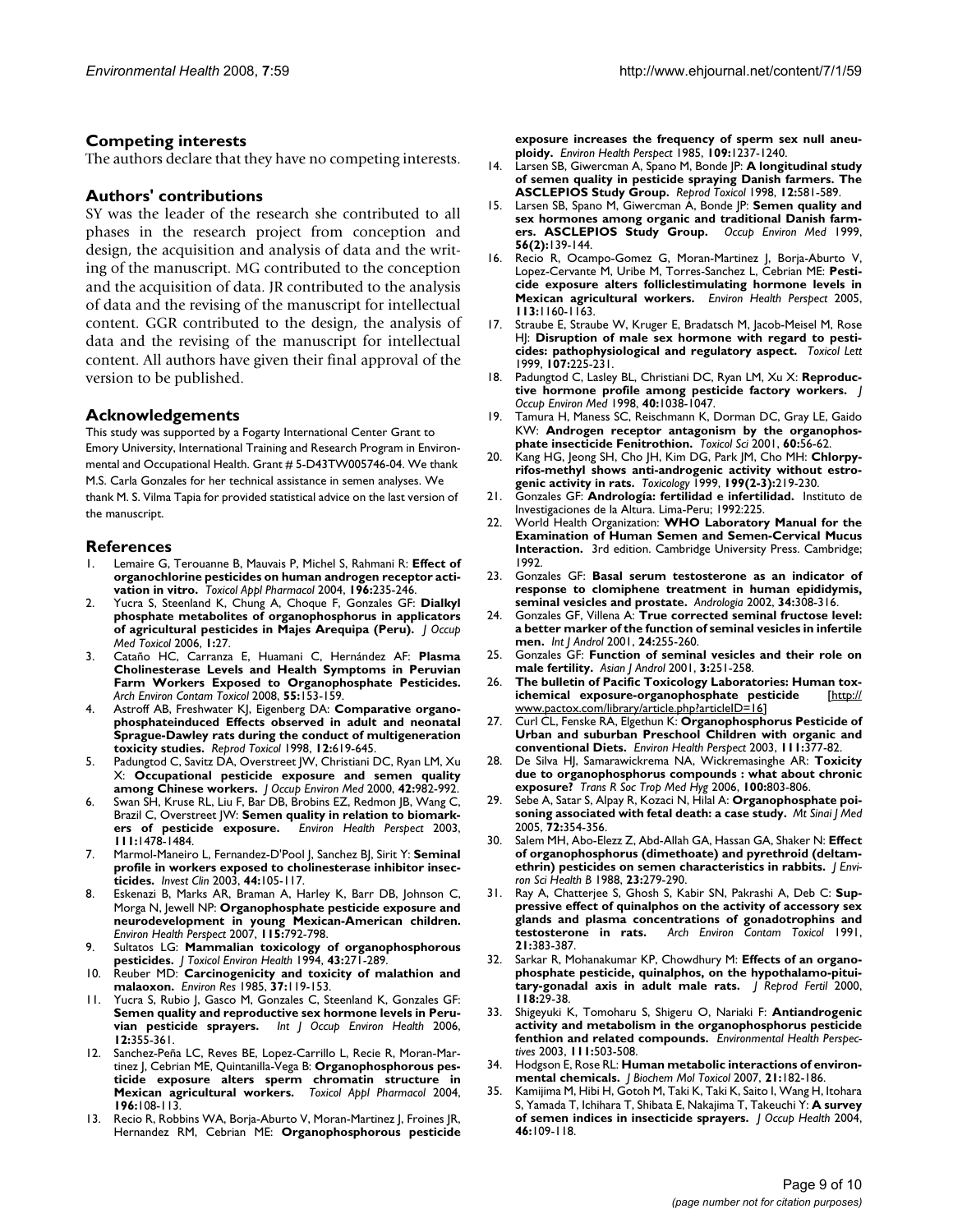## Competing interests

The authors declare that they have no competing interests.

## Authors' contributions

SY was the leader of the research she contributed to all phases in the research project from conception and design, the acquisition and analysis of data and the writing of the manuscript. MG contributed to the conception and the acquisition of data. JR contributed to the analysis of data and the revising of the manuscript for intellectual content. GGR contributed to the design, the analysis of data and the revising of the manuscript for intellectual content. All authors have given their final approval of the version to be published.

## Acknowledgements

This study was supported by a Fogarty International Center Grant to Emory University, International Training and Research Program in Environmental and Occupational Health. Grant # 5-D43TW005746-04. We thank M.S. Carla Gonzales for her technical assistance in semen analyses. We thank M. S. Vilma Tapia for provided statistical advice on the last version of the manuscript.

## References

1. Lemaire G, Terouanne B, Mauvais P, Michel S, Rahmani R: **Effect of organochlorine pesticides on human androgen receptor activation in vitro.** *Toxicol Appl Pharmacol* 2004, **196:**235-246.
2. Yucra S, Steenland K, Chung A, Choque F, Gonzales GF: **Dialkyl phosphate metabolites of organophosphorus in applicators of agricultural pesticides in Majes Arequipa (Peru).** *J Occup Med Toxicol* 2006, **1:**27.
3. Cataño HC, Carranza E, Huamani C, Hernández AF: **Plasma Cholinesterase Levels and Health Symptoms in Peruvian Farm Workers Exposed to Organophosphate Pesticides.** *Arch Environ Contam Toxicol* 2008, **55:**153-159.
4. Astroff AB, Freshwater KJ, Eigenberg DA: **Comparative organophosphateinduced Effects observed in adult and neonatal Sprague-Dawley rats during the conduct of multigeneration toxicity studies.** *Reprod Toxicol* 1998, **12:**619-645.
5. Padungtod C, Savitz DA, Overstreet JW, Christiani DC, Ryan LM, Xu X: **Occupational pesticide exposure and semen quality among Chinese workers.** *J Occup Environ Med* 2000, **42:**982-992.
6. Swan SH, Kruse RL, Liu F, Bar DB, Brobins EZ, Redmon JB, Wang C, Brazil C, Overstreet JW: **Semen quality in relation to biomarkers of pesticide exposure.** *Environ Health Perspect* 2003, **111:**1478-1484.
7. Marmol-Maneiro L, Fernandez-D'Pool J, Sanchez BJ, Sirit Y: **Seminal profile in workers exposed to cholinesterase inhibitor insecticides.** *Invest Clin* 2003, **44:**105-117.
8. Eskenazi B, Marks AR, Braman A, Harley K, Barr DB, Johnson C, Morga N, Jewell NP: **Organophosphate pesticide exposure and neurodevelopment in young Mexican-American children.** *Environ Health Perspect* 2007, **115:**792-798.
9. Sultatos LG: **Mammalian toxicology of organophosphorous pesticides.** *J Toxicol Environ Health* 1994, **43:**271-289.
10. Reuber MD: **Carcinogenicity and toxicity of malathion and malaoxon.** *Environ Res* 1985, **37:**119-153.
11. Yucra S, Rubio J, Gasco M, Gonzales C, Steenland K, Gonzales GF: **Semen quality and reproductive sex hormone levels in Peruvian pesticide sprayers.** *Int J Occup Environ Health* 2006, **12:**355-361.
12. Sanchez-Peña LC, Reves BE, Lopez-Carrillo L, Recie R, Moran-Martinez J, Cebrian ME, Quintanilla-Vega B: **Organophosphorous pesticide exposure alters sperm chromatin structure in Mexican agricultural workers.** *Toxicol Appl Pharmacol* 2004, **196:**108-113.
13. Recio R, Robbins WA, Borja-Aburto V, Moran-Martinez J, Froines JR, Hernandez RM, Cebrian ME: **Organophosphorous pesticide exposure increases the frequency of sperm sex null aneuploidy.** *Environ Health Perspect* 1985, **109:**1237-1240.
14. Larsen SB, Giwercman A, Spano M, Bonde JP: **A longitudinal study of semen quality in pesticide spraying Danish farmers. The ASCLEPIOS Study Group.** *Reprod Toxicol* 1998, **12:**581-589.
15. Larsen SB, Spano M, Giwercman A, Bonde JP: **Semen quality and sex hormones among organic and traditional Danish farmers. ASCLEPIOS Study Group.** *Occup Environ Med* 1999, **56(2):**139-144.
16. Recio R, Ocampo-Gomez G, Moran-Martinez J, Borja-Aburto V, Lopez-Cervante M, Uribe M, Torres-Sanchez L, Cebrian ME: **Pesticide exposure alters follicle­stimulating hormone levels in Mexican agricultural workers.** *Environ Health Perspect* 2005, **113:**1160-1163.
17. Straube E, Straube W, Kruger E, Bradatsch M, Jacob-Meisel M, Rose HJ: **Disruption of male sex hormone with regard to pesticides: pathophysiological and regulatory aspect.** *Toxicol Lett* 1999, **107:**225-231.
18. Padungtod C, Lasley BL, Christiani DC, Ryan LM, Xu X: **Reproductive hormone profile among pesticide factory workers.** *J Occup Environ Med* 1998, **40:**1038-1047.
19. Tamura H, Maness SC, Reischmann K, Dorman DC, Gray LE, Gaido KW: **Androgen receptor antagonism by the organophosphate insecticide Fenitrothion.** *Toxicol Sci* 2001, **60:**56-62.
20. Kang HG, Jeong SH, Cho JH, Kim DG, Park JM, Cho MH: **Chlorpyrifos-methyl shows anti-androgenic activity without estrogenic activity in rats.** *Toxicology* 1999, **199(2-3):**219-230.
21. Gonzales GF: **Andrologia: fertilidad e infertilidad.** Instituto de Investigaciones de la Altura. Lima-Peru; 1992:225.
22. World Health Organization: **WHO Laboratory Manual for the Examination of Human Semen and Semen-Cervical Mucus Interaction.** 3rd edition. Cambridge University Press. Cambridge; 1992.
23. Gonzales GF: **Basal serum testosterone as an indicator of response to clomiphene treatment in human epididymis, seminal vesicles and prostate.** *Andrologia* 2002, **34:**308-316.
24. Gonzales GF, Villena A: **True corrected seminal fructose level: a better marker of the function of seminal vesicles in infertile men.** *Int J Androl* 2001, **24:**255-260.
25. Gonzales GF: **Function of seminal vesicles and their role on male fertility.** *Asian J Androl* 2001, **3:**251-258.
26. **The bulletin of Pacific Toxicology Laboratories: Human toxichemical exposure-organophosphate pesticide** [http://www.pactox.com/library/article.php?articleID=16]
27. Curl CL, Fenske RA, Elgethun K: **Organophosphorus Pesticide of Urban and suburban Preschool Children with organic and conventional Diets.** *Environ Health Perspect* 2003, **111:**377-82.
28. De Silva HJ, Samarawickrema NA, Wickremasinghe AR: **Toxicity due to organophosphorus compounds : what about chronic exposure?** *Trans R Soc Trop Med Hyg* 2006, **100:**803-806.
29. Sebe A, Satar S, Alpay R, Kozaci N, Hilal A: **Organophosphate poisoning associated with fetal death: a case study.** *Mt Sinai J Med* 2005, **72:**354-356.
30. Salem MH, Abo-Elezz Z, Abd-Allah GA, Hassan GA, Shaker N: **Effect of organophosphorous (dimethoate) and pyrethroid (deltamethrin) pesticides on semen characteristics in rabbits.** *J Environ Sci Health B* 1988, **23:**279-290.
31. Ray A, Chatterjee S, Ghosh S, Kabir SN, Pakrashi A, Deb C: **Suppressive effect of quinalphos on the activity of accessory sex glands and plasma concentrations of gonadotrophins and testosterone in rats.** *Arch Environ Contam Toxicol* 1991, **21:**383-387.
32. Sarkar R, Mohanakumar KP, Chowdhury M: **Effects of an organophosphate pesticide, quinalphos, on the hypothalamo-pituitary-gonadal axis in adult male rats.** *J Reprod Fertil* 2000, **118:**29-38.
33. Shigeyuki K, Tomoharu S, Shigeru O, Nariaki F: **Antiandrogenic activity and metabolism in the organophosphorus pesticide fenthion and related compounds.** *Environmental Health Perspectives* 2003, **111:**503-508.
34. Hodgson E, Rose RL: **Human metabolic interactions of environmental chemicals.** *J Biochem Mol Toxicol* 2007, **21:**182-186.
35. Kamijima M, Hibi H, Gotoh M, Taki K, Taki K, Saito I, Wang H, Itohara S, Yamada T, Ichihara T, Shibata E, Nakajima T, Takeuchi Y: **A survey of semen indices in insecticide sprayers.** *J Occup Health* 2004, **46:**109-118.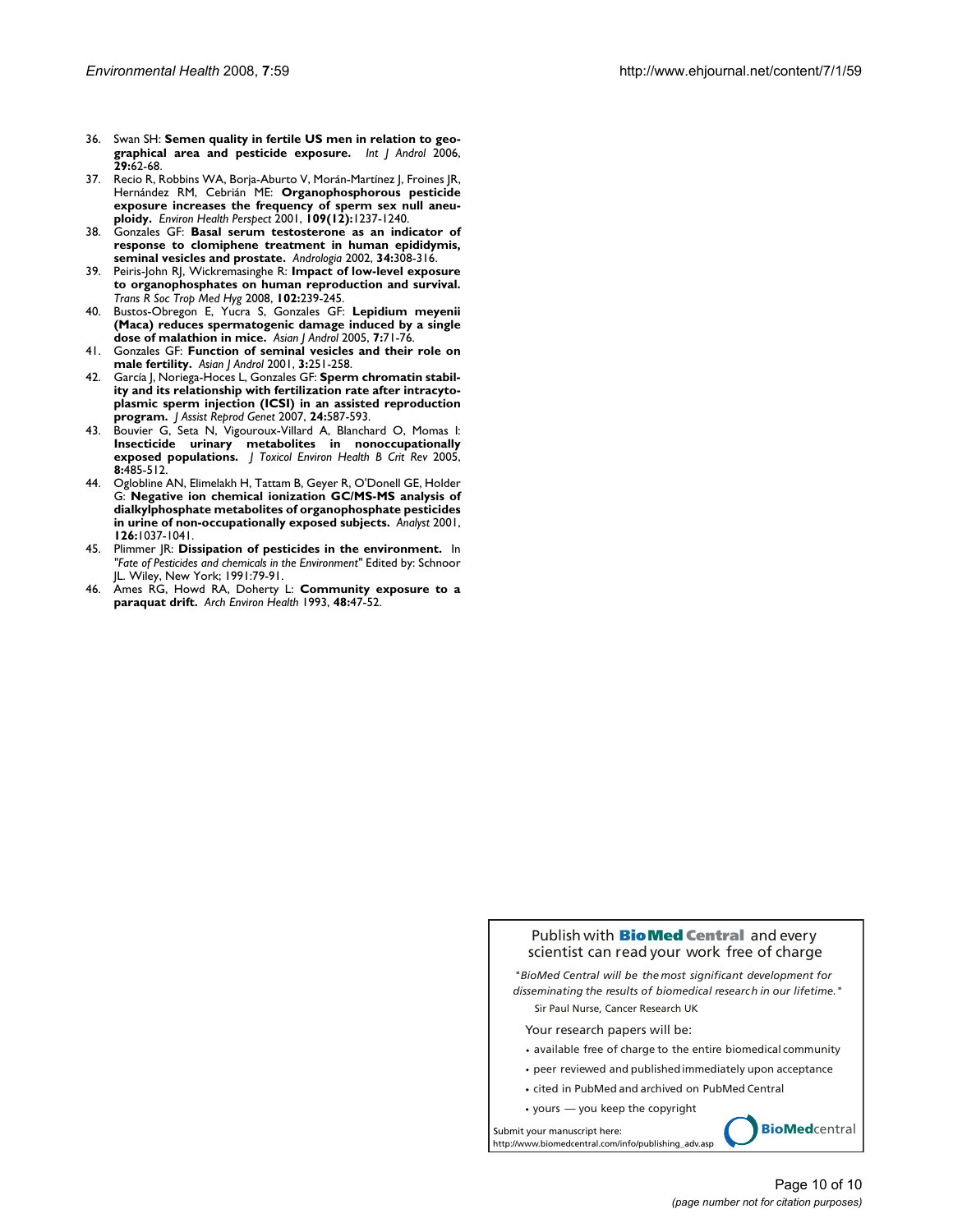36. Swan SH: **Semen quality in fertile US men in relation to geographical area and pesticide exposure.** *Int J Androl* 2006, **29:**62-68.
37. Recio R, Robbins WA, Borja-Aburto V, Morán-Martínez J, Froines JR, Hernández RM, Cebrián ME: **Organophosphorous pesticide exposure increases the frequency of sperm sex null aneuploidy.** *Environ Health Perspect* 2001, **109(12):**1237-1240.
38. Gonzales GF: **Basal serum testosterone as an indicator of response to clomiphene treatment in human epididymis, seminal vesicles and prostate.** *Andrologia* 2002, **34:**308-316.
39. Peiris-John RJ, Wickremasinghe R: **Impact of low-level exposure to organophosphates on human reproduction and survival.** *Trans R Soc Trop Med Hyg* 2008, **102:**239-245.
40. Bustos-Obregon E, Yucra S, Gonzales GF: **Lepidium meyenii (Maca) reduces spermatogenic damage induced by a single dose of malathion in mice.** *Asian J Androl* 2005, **7:**71-76.
41. Gonzales GF: **Function of seminal vesicles and their role on male fertility.** *Asian J Androl* 2001, **3:**251-258.
42. García J, Noriega-Hoces L, Gonzales GF: **Sperm chromatin stability and its relationship with fertilization rate after intracytoplasmic sperm injection (ICSI) in an assisted reproduction program.** *J Assist Reprod Genet* 2007, **24:**587-593.
43. Bouvier G, Seta N, Vigouroux-Villard A, Blanchard O, Momas I: **Insecticide urinary metabolites in nonoccupationally exposed populations.** *J Toxicol Environ Health B Crit Rev* 2005, **8:**485-512.
44. Oglobline AN, Elimelakh H, Tattam B, Geyer R, O'Donell GE, Holder G: **Negative ion chemical ionization GC/MS-MS analysis of dialkylphosphate metabolites of organophosphate pesticides in urine of non-occupationally exposed subjects.** *Analyst* 2001, **126:**1037-1041.
45. Plimmer JR: **Dissipation of pesticides in the environment.** In *"Fate of Pesticides and chemicals in the Environment"* Edited by: Schnoor JL. Wiley, New York; 1991:79-91.
46. Ames RG, Howd RA, Doherty L: **Community exposure to a paraquat drift.** *Arch Environ Health* 1993, **48:**47-52.

Publish with **BioMed Central** and every scientist can read your work free of charge

*"BioMed Central will be the most significant development for disseminating the results of biomedical research in our lifetime."*

Sir Paul Nurse, Cancer Research UK

Your research papers will be:

- available free of charge to the entire biomedical community
- peer reviewed and published immediately upon acceptance
- cited in PubMed and archived on PubMed Central
- yours — you keep the copyright

Submit your manuscript here:
http://www.biomedcentral.com/info/publishing_adv.asp

**BioMed**central